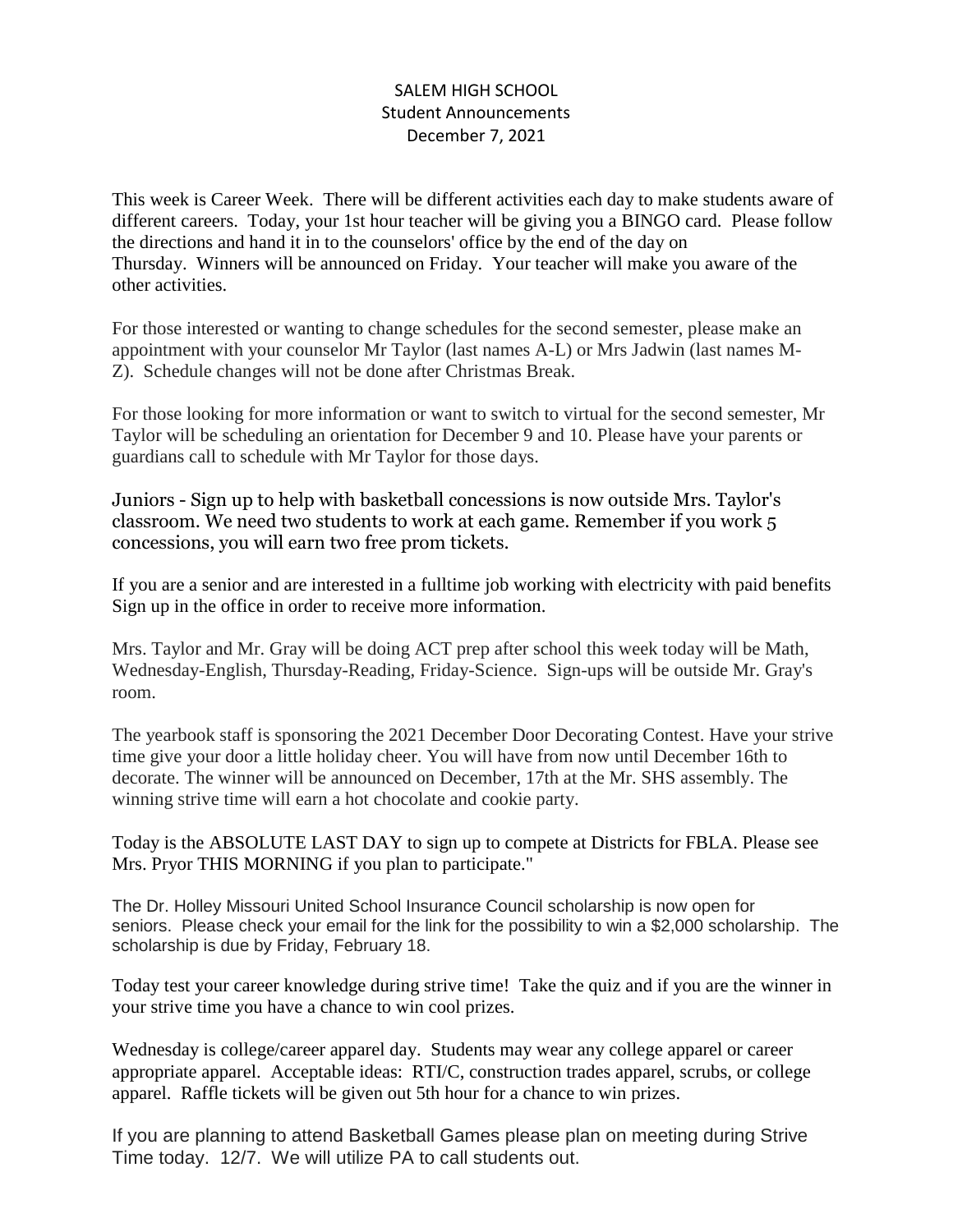# SALEM HIGH SCHOOL
## Student Announcements
### December 7, 2021

This week is Career Week. There will be different activities each day to make students aware of different careers. Today, your 1st hour teacher will be giving you a BINGO card. Please follow the directions and hand it in to the counselors' office by the end of the day on Thursday. Winners will be announced on Friday. Your teacher will make you aware of the other activities.

For those interested or wanting to change schedules for the second semester, please make an appointment with your counselor Mr Taylor (last names A-L) or Mrs Jadwin (last names M-Z). Schedule changes will not be done after Christmas Break.

For those looking for more information or want to switch to virtual for the second semester, Mr Taylor will be scheduling an orientation for December 9 and 10. Please have your parents or guardians call to schedule with Mr Taylor for those days.

Juniors - Sign up to help with basketball concessions is now outside Mrs. Taylor's classroom. We need two students to work at each game. Remember if you work 5 concessions, you will earn two free prom tickets.

If you are a senior and are interested in a fulltime job working with electricity with paid benefits Sign up in the office in order to receive more information.

Mrs. Taylor and Mr. Gray will be doing ACT prep after school this week today will be Math, Wednesday-English, Thursday-Reading, Friday-Science. Sign-ups will be outside Mr. Gray's room.

The yearbook staff is sponsoring the 2021 December Door Decorating Contest. Have your strive time give your door a little holiday cheer. You will have from now until December 16th to decorate. The winner will be announced on December, 17th at the Mr. SHS assembly. The winning strive time will earn a hot chocolate and cookie party.

Today is the ABSOLUTE LAST DAY to sign up to compete at Districts for FBLA. Please see Mrs. Pryor THIS MORNING if you plan to participate."

The Dr. Holley Missouri United School Insurance Council scholarship is now open for seniors. Please check your email for the link for the possibility to win a $2,000 scholarship. The scholarship is due by Friday, February 18.

Today test your career knowledge during strive time! Take the quiz and if you are the winner in your strive time you have a chance to win cool prizes.

Wednesday is college/career apparel day. Students may wear any college apparel or career appropriate apparel. Acceptable ideas: RTI/C, construction trades apparel, scrubs, or college apparel. Raffle tickets will be given out 5th hour for a chance to win prizes.

If you are planning to attend Basketball Games please plan on meeting during Strive Time today. 12/7. We will utilize PA to call students out.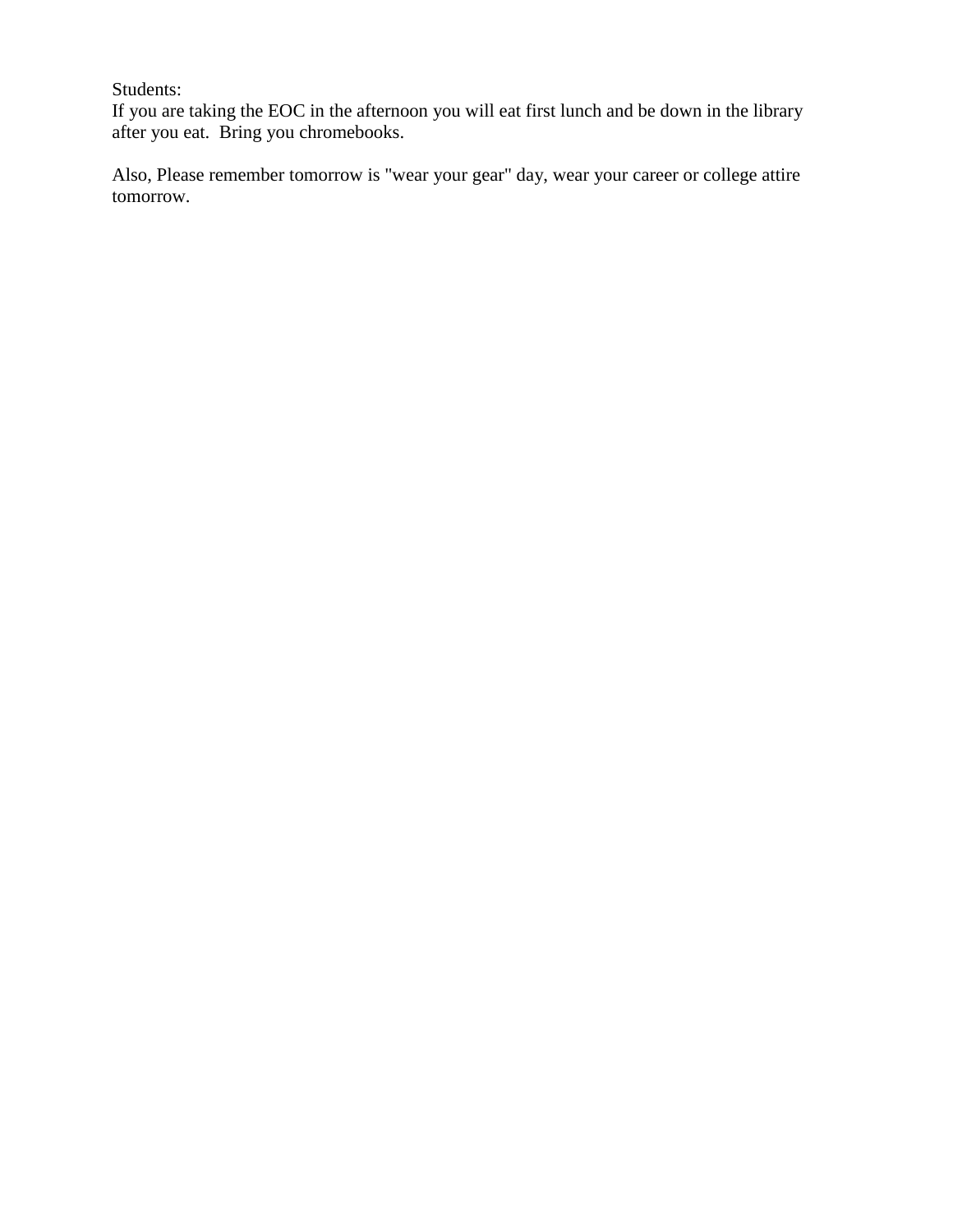Students:
If you are taking the EOC in the afternoon you will eat first lunch and be down in the library after you eat.  Bring you chromebooks.

Also, Please remember tomorrow is "wear your gear" day, wear your career or college attire tomorrow.